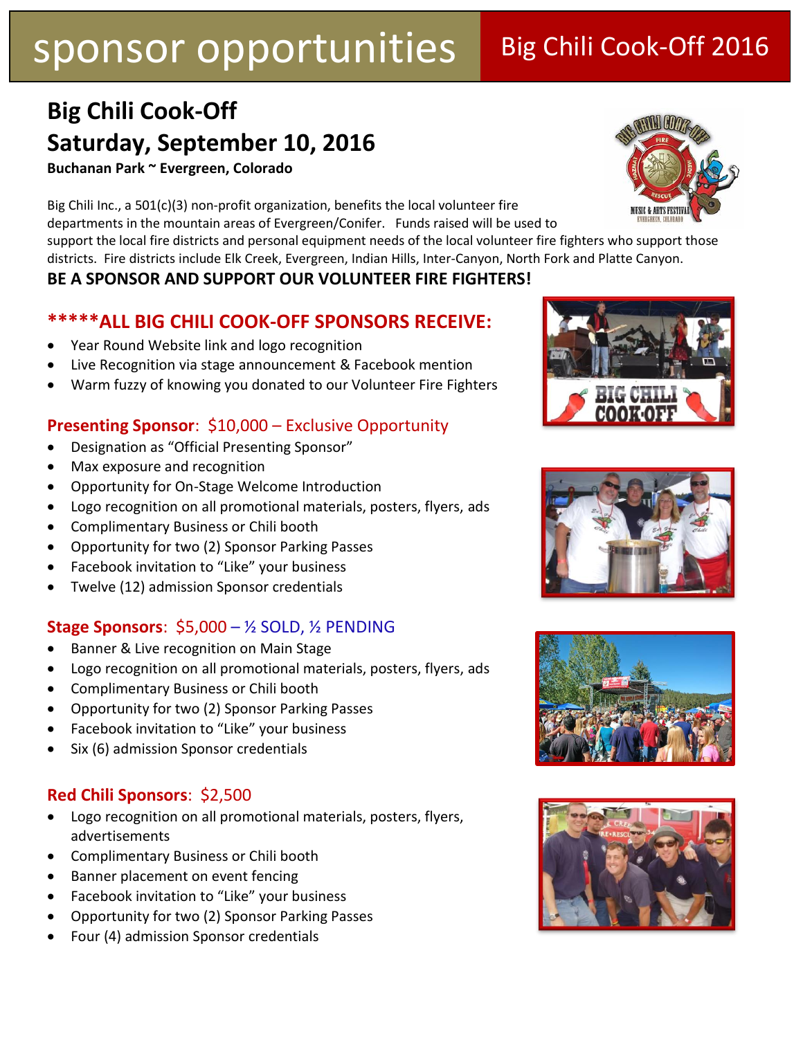# sponsor opportunities

## Big Chili Cook-Off 2016

## Big Chili Cook-Off
## Saturday, September 10, 2016

**Buchanan Park ~ Evergreen, Colorado**

Big Chili Inc., a 501(c)(3) non-profit organization, benefits the local volunteer fire departments in the mountain areas of Evergreen/Conifer. Funds raised will be used to support the local fire districts and personal equipment needs of the local volunteer fire fighters who support those districts. Fire districts include Elk Creek, Evergreen, Indian Hills, Inter-Canyon, North Fork and Platte Canyon.

**BE A SPONSOR AND SUPPORT OUR VOLUNTEER FIRE FIGHTERS!**

### *****ALL BIG CHILI COOK-OFF SPONSORS RECEIVE:

- Year Round Website link and logo recognition
- Live Recognition via stage announcement & Facebook mention
- Warm fuzzy of knowing you donated to our Volunteer Fire Fighters

### Presenting Sponsor: $10,000 – Exclusive Opportunity

- Designation as "Official Presenting Sponsor"
- Max exposure and recognition
- Opportunity for On-Stage Welcome Introduction
- Logo recognition on all promotional materials, posters, flyers, ads
- Complimentary Business or Chili booth
- Opportunity for two (2) Sponsor Parking Passes
- Facebook invitation to "Like" your business
- Twelve (12) admission Sponsor credentials

### Stage Sponsors: $5,000 – ½ SOLD, ½ PENDING

- Banner & Live recognition on Main Stage
- Logo recognition on all promotional materials, posters, flyers, ads
- Complimentary Business or Chili booth
- Opportunity for two (2) Sponsor Parking Passes
- Facebook invitation to "Like" your business
- Six (6) admission Sponsor credentials

### Red Chili Sponsors: $2,500

- Logo recognition on all promotional materials, posters, flyers, advertisements
- Complimentary Business or Chili booth
- Banner placement on event fencing
- Facebook invitation to "Like" your business
- Opportunity for two (2) Sponsor Parking Passes
- Four (4) admission Sponsor credentials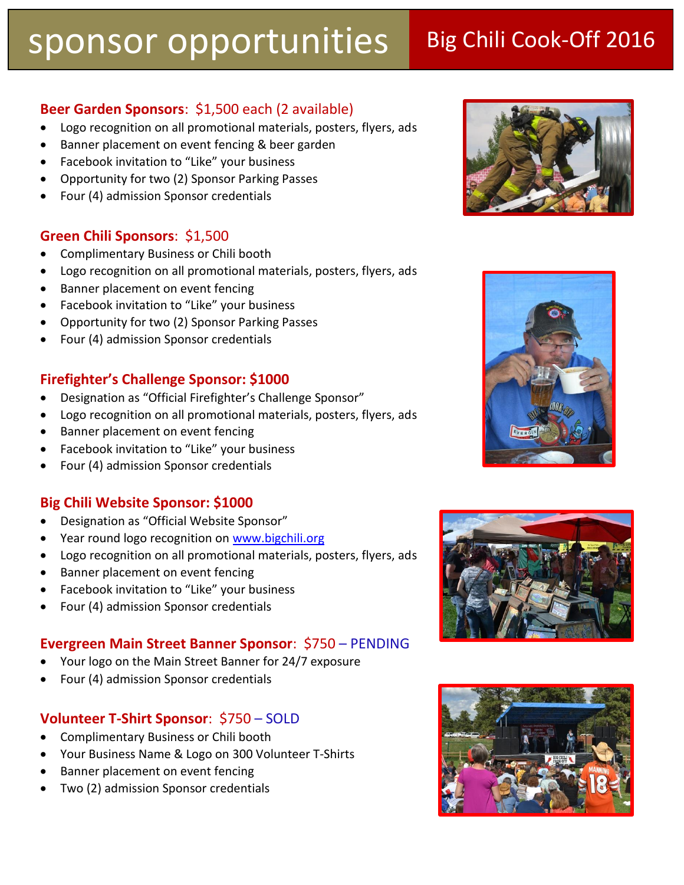# sponsor opportunities

## Big Chili Cook-Off 2016

### **Beer Garden Sponsors**: $1,500 each (2 available)

- Logo recognition on all promotional materials, posters, flyers, ads
- Banner placement on event fencing & beer garden
- Facebook invitation to "Like" your business
- Opportunity for two (2) Sponsor Parking Passes
- Four (4) admission Sponsor credentials

### **Green Chili Sponsors**: $1,500

- Complimentary Business or Chili booth
- Logo recognition on all promotional materials, posters, flyers, ads
- Banner placement on event fencing
- Facebook invitation to "Like" your business
- Opportunity for two (2) Sponsor Parking Passes
- Four (4) admission Sponsor credentials

### **Firefighter's Challenge Sponsor: $1000**

- Designation as "Official Firefighter's Challenge Sponsor"
- Logo recognition on all promotional materials, posters, flyers, ads
- Banner placement on event fencing
- Facebook invitation to "Like" your business
- Four (4) admission Sponsor credentials

### **Big Chili Website Sponsor: $1000**

- Designation as "Official Website Sponsor"
- Year round logo recognition on [www.bigchili.org](http://www.bigchili.org)
- Logo recognition on all promotional materials, posters, flyers, ads
- Banner placement on event fencing
- Facebook invitation to "Like" your business
- Four (4) admission Sponsor credentials

### **Evergreen Main Street Banner Sponsor**: $750 – PENDING

- Your logo on the Main Street Banner for 24/7 exposure
- Four (4) admission Sponsor credentials

### **Volunteer T-Shirt Sponsor**: $750 – SOLD

- Complimentary Business or Chili booth
- Your Business Name & Logo on 300 Volunteer T-Shirts
- Banner placement on event fencing
- Two (2) admission Sponsor credentials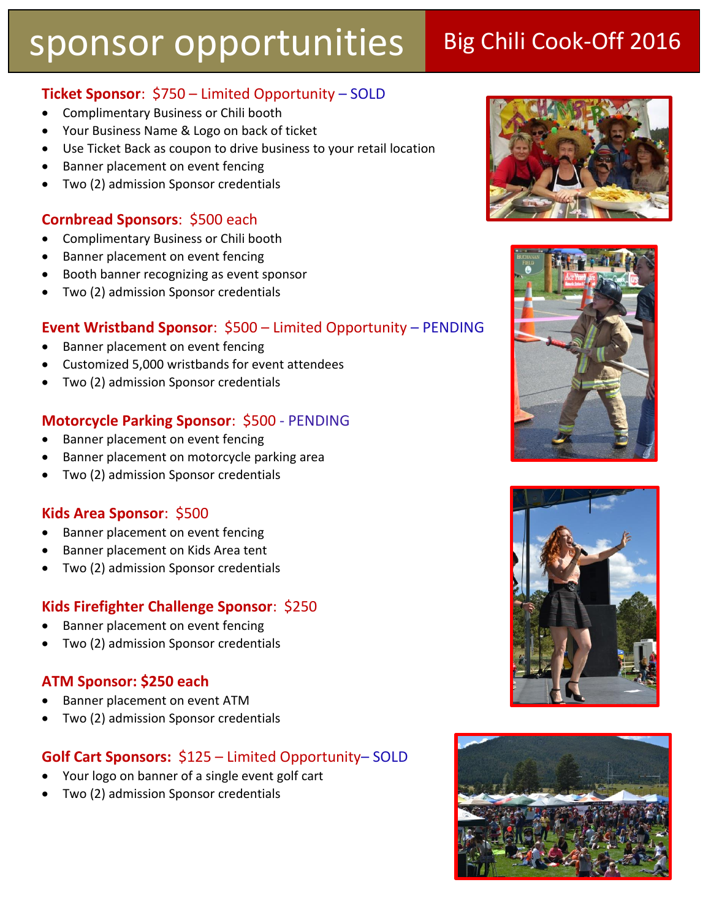# sponsor opportunities

## Big Chili Cook-Off 2016

### Ticket Sponsor: $750 – Limited Opportunity – SOLD

- Complimentary Business or Chili booth
- Your Business Name & Logo on back of ticket
- Use Ticket Back as coupon to drive business to your retail location
- Banner placement on event fencing
- Two (2) admission Sponsor credentials

### Cornbread Sponsors: $500 each

- Complimentary Business or Chili booth
- Banner placement on event fencing
- Booth banner recognizing as event sponsor
- Two (2) admission Sponsor credentials

### Event Wristband Sponsor: $500 – Limited Opportunity – PENDING

- Banner placement on event fencing
- Customized 5,000 wristbands for event attendees
- Two (2) admission Sponsor credentials

### Motorcycle Parking Sponsor: $500 - PENDING

- Banner placement on event fencing
- Banner placement on motorcycle parking area
- Two (2) admission Sponsor credentials

### Kids Area Sponsor: $500

- Banner placement on event fencing
- Banner placement on Kids Area tent
- Two (2) admission Sponsor credentials

### Kids Firefighter Challenge Sponsor: $250

- Banner placement on event fencing
- Two (2) admission Sponsor credentials

### ATM Sponsor: $250 each

- Banner placement on event ATM
- Two (2) admission Sponsor credentials

### Golf Cart Sponsors: $125 – Limited Opportunity– SOLD

- Your logo on banner of a single event golf cart
- Two (2) admission Sponsor credentials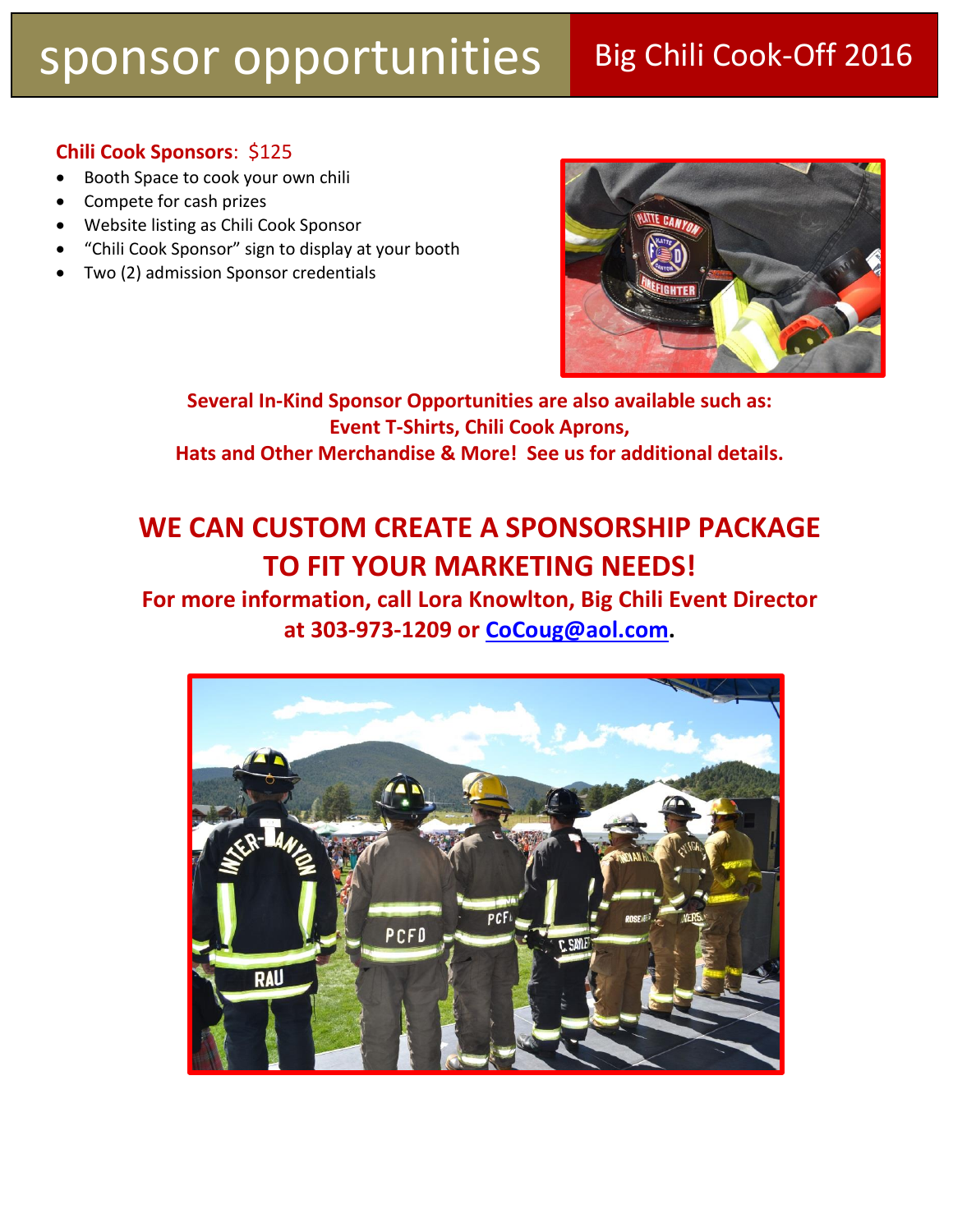# sponsor opportunities

## Big Chili Cook-Off 2016

**Chili Cook Sponsors**: $125

- Booth Space to cook your own chili
- Compete for cash prizes
- Website listing as Chili Cook Sponsor
- "Chili Cook Sponsor" sign to display at your booth
- Two (2) admission Sponsor credentials

**Several In-Kind Sponsor Opportunities are also available such as:
Event T-Shirts, Chili Cook Aprons,
Hats and Other Merchandise & More! See us for additional details.**

## WE CAN CUSTOM CREATE A SPONSORSHIP PACKAGE TO FIT YOUR MARKETING NEEDS!

**For more information, call Lora Knowlton, Big Chili Event Director at 303-973-1209 or CoCoug@aol.com.**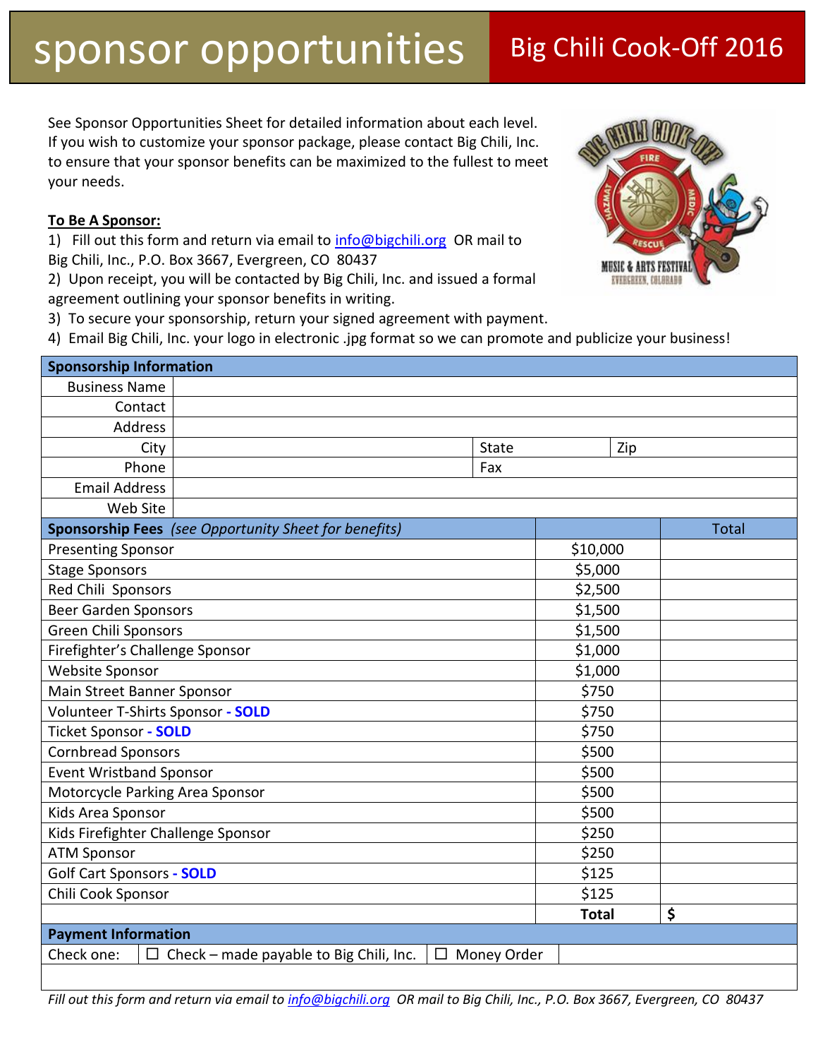# sponsor opportunities

## Big Chili Cook-Off 2016

See Sponsor Opportunities Sheet for detailed information about each level. If you wish to customize your sponsor package, please contact Big Chili, Inc. to ensure that your sponsor benefits can be maximized to the fullest to meet your needs.

**To Be A Sponsor:**

1) Fill out this form and return via email to info@bigchili.org OR mail to Big Chili, Inc., P.O. Box 3667, Evergreen, CO 80437
2) Upon receipt, you will be contacted by Big Chili, Inc. and issued a formal agreement outlining your sponsor benefits in writing.
3) To secure your sponsorship, return your signed agreement with payment.
4) Email Big Chili, Inc. your logo in electronic .jpg format so we can promote and publicize your business!

| **Sponsorship Information** | | | | |
|---|---|---|---|---|
| Business Name | | | | |
| Contact | | | | |
| Address | | | | |
| City | | State | | Zip |
| Phone | | Fax | | |
| Email Address | | | | |
| Web Site | | | | |

| **Sponsorship Fees** *(see Opportunity Sheet for benefits)* | | Total |
|---|---|---|
| Presenting Sponsor | $10,000 | |
| Stage Sponsors | $5,000 | |
| Red Chili Sponsors | $2,500 | |
| Beer Garden Sponsors | $1,500 | |
| Green Chili Sponsors | $1,500 | |
| Firefighter's Challenge Sponsor | $1,000 | |
| Website Sponsor | $1,000 | |
| Main Street Banner Sponsor | $750 | |
| Volunteer T-Shirts Sponsor **- SOLD** | $750 | |
| Ticket Sponsor **- SOLD** | $750 | |
| Cornbread Sponsors | $500 | |
| Event Wristband Sponsor | $500 | |
| Motorcycle Parking Area Sponsor | $500 | |
| Kids Area Sponsor | $500 | |
| Kids Firefighter Challenge Sponsor | $250 | |
| ATM Sponsor | $250 | |
| Golf Cart Sponsors **- SOLD** | $125 | |
| Chili Cook Sponsor | $125 | |
| | **Total** | **$** |

| **Payment Information** | | |
|---|---|---|
| Check one: | ☐ Check – made payable to Big Chili, Inc. | ☐ Money Order |

*Fill out this form and return via email to info@bigchili.org OR mail to Big Chili, Inc., P.O. Box 3667, Evergreen, CO 80437*